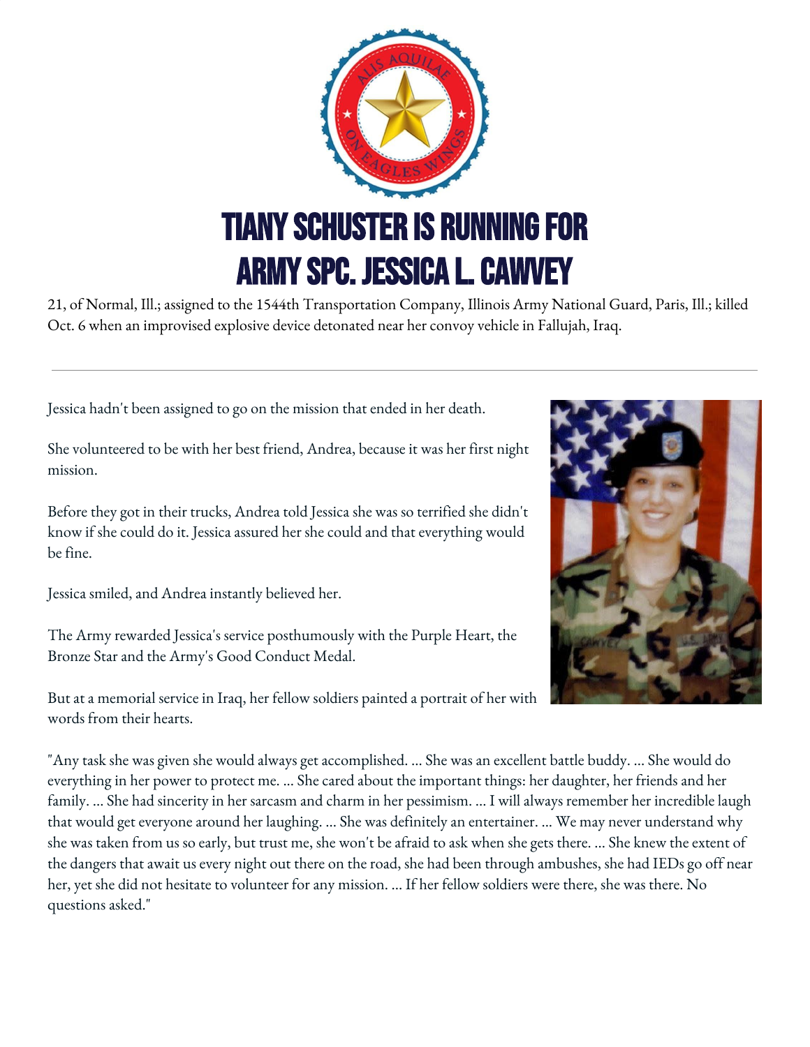# TIANY SCHUSTER IS RUNNING FOR ARMY SPC. JESSICA L. CAWVEY

21, of Normal, Ill.; assigned to the 1544th Transportation Company, Illinois Army National Guard, Paris, Ill.; killed Oct. 6 when an improvised explosive device detonated near her convoy vehicle in Fallujah, Iraq.

---

Jessica hadn't been assigned to go on the mission that ended in her death.

She volunteered to be with her best friend, Andrea, because it was her first night mission.

Before they got in their trucks, Andrea told Jessica she was so terrified she didn't know if she could do it. Jessica assured her she could and that everything would be fine.

Jessica smiled, and Andrea instantly believed her.

The Army rewarded Jessica's service posthumously with the Purple Heart, the Bronze Star and the Army's Good Conduct Medal.

But at a memorial service in Iraq, her fellow soldiers painted a portrait of her with words from their hearts.

"Any task she was given she would always get accomplished. ... She was an excellent battle buddy. ... She would do everything in her power to protect me. ... She cared about the important things: her daughter, her friends and her family. ... She had sincerity in her sarcasm and charm in her pessimism. ... I will always remember her incredible laugh that would get everyone around her laughing. ... She was definitely an entertainer. ... We may never understand why she was taken from us so early, but trust me, she won't be afraid to ask when she gets there. ... She knew the extent of the dangers that await us every night out there on the road, she had been through ambushes, she had IEDs go off near her, yet she did not hesitate to volunteer for any mission. ... If her fellow soldiers were there, she was there. No questions asked."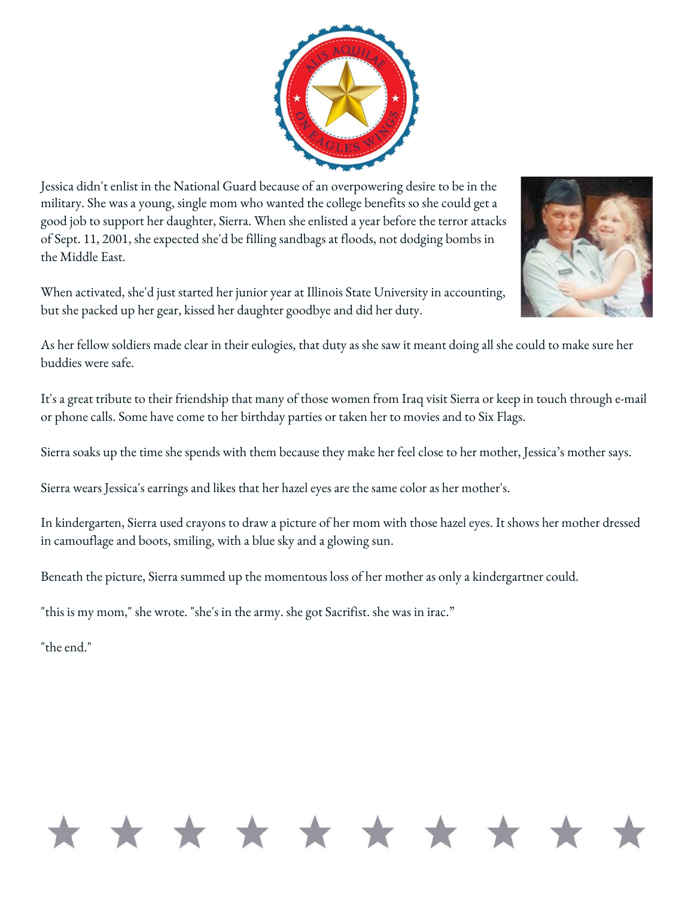Jessica didn't enlist in the National Guard because of an overpowering desire to be in the military. She was a young, single mom who wanted the college benefits so she could get a good job to support her daughter, Sierra. When she enlisted a year before the terror attacks of Sept. 11, 2001, she expected she'd be filling sandbags at floods, not dodging bombs in the Middle East.

When activated, she'd just started her junior year at Illinois State University in accounting, but she packed up her gear, kissed her daughter goodbye and did her duty.

As her fellow soldiers made clear in their eulogies, that duty as she saw it meant doing all she could to make sure her buddies were safe.

It's a great tribute to their friendship that many of those women from Iraq visit Sierra or keep in touch through e-mail or phone calls. Some have come to her birthday parties or taken her to movies and to Six Flags.

Sierra soaks up the time she spends with them because they make her feel close to her mother, Jessica's mother says.

Sierra wears Jessica's earrings and likes that her hazel eyes are the same color as her mother's.

In kindergarten, Sierra used crayons to draw a picture of her mom with those hazel eyes. It shows her mother dressed in camouflage and boots, smiling, with a blue sky and a glowing sun.

Beneath the picture, Sierra summed up the momentous loss of her mother as only a kindergartner could.

"this is my mom," she wrote. "she's in the army. she got Sacrifist. she was in irac."

"the end."